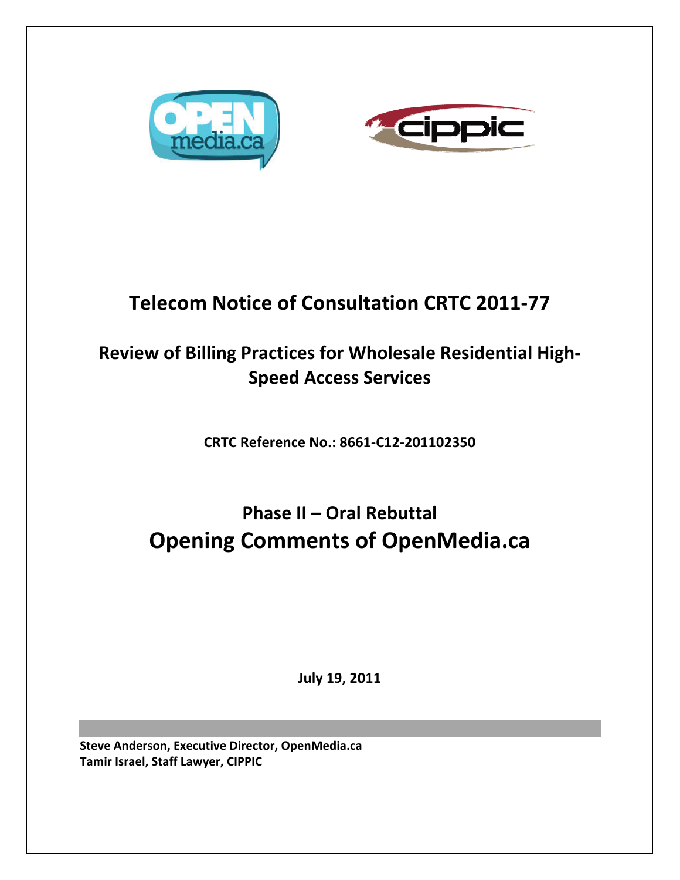# Telecom Notice of Consultation CRTC 2011-77

## Review of Billing Practices for Wholesale Residential High-Speed Access Services

**CRTC Reference No.: 8661-C12-201102350**

## Phase II – Oral Rebuttal

# Opening Comments of OpenMedia.ca

**July 19, 2011**

**Steve Anderson, Executive Director, OpenMedia.ca**
**Tamir Israel, Staff Lawyer, CIPPIC**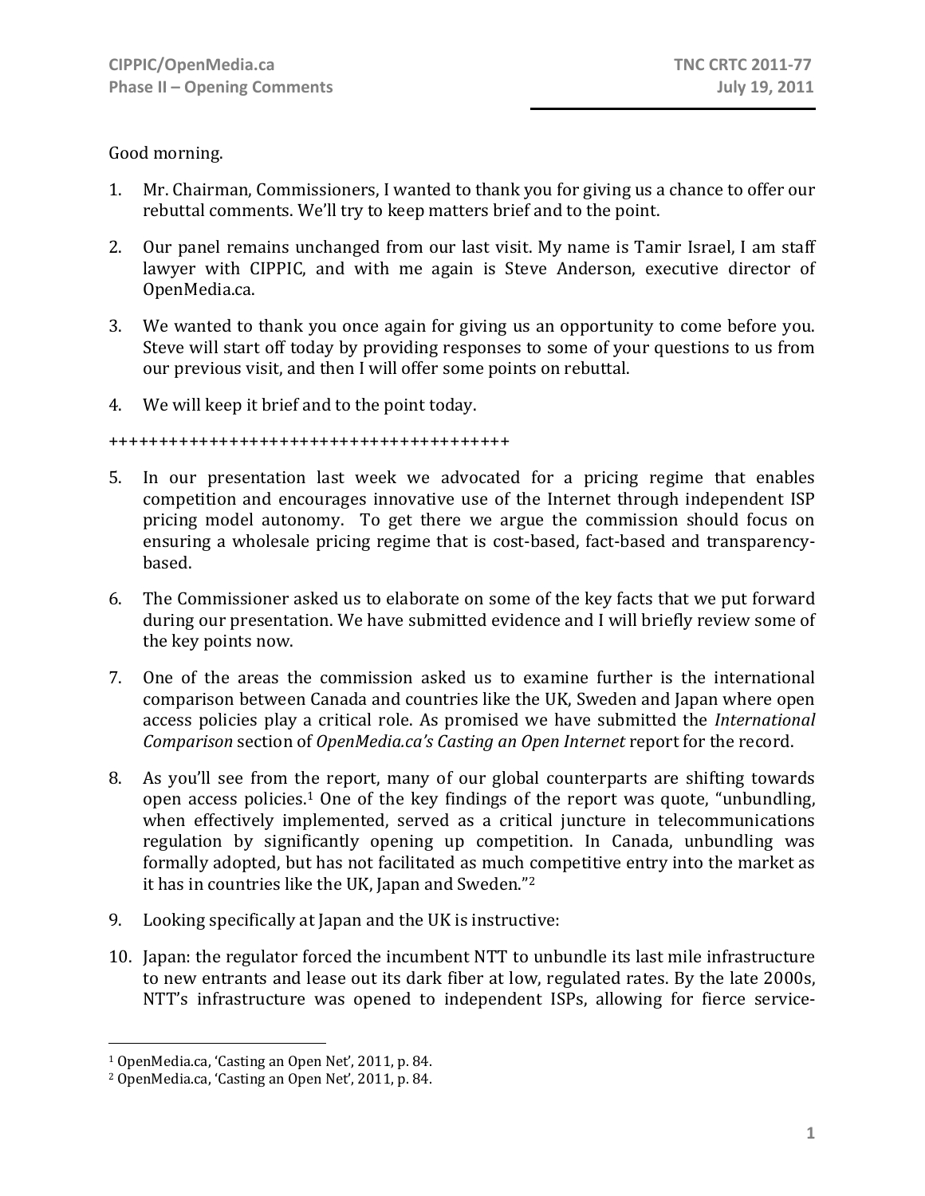Good morning.

1. Mr. Chairman, Commissioners, I wanted to thank you for giving us a chance to offer our rebuttal comments. We'll try to keep matters brief and to the point.

2. Our panel remains unchanged from our last visit. My name is Tamir Israel, I am staff lawyer with CIPPIC, and with me again is Steve Anderson, executive director of OpenMedia.ca.

3. We wanted to thank you once again for giving us an opportunity to come before you. Steve will start off today by providing responses to some of your questions to us from our previous visit, and then I will offer some points on rebuttal.

4. We will keep it brief and to the point today.

++++++++++++++++++++++++++++++++++++++++

5. In our presentation last week we advocated for a pricing regime that enables competition and encourages innovative use of the Internet through independent ISP pricing model autonomy. To get there we argue the commission should focus on ensuring a wholesale pricing regime that is cost-based, fact-based and transparency-based.

6. The Commissioner asked us to elaborate on some of the key facts that we put forward during our presentation. We have submitted evidence and I will briefly review some of the key points now.

7. One of the areas the commission asked us to examine further is the international comparison between Canada and countries like the UK, Sweden and Japan where open access policies play a critical role. As promised we have submitted the *International Comparison* section of *OpenMedia.ca's Casting an Open Internet* report for the record.

8. As you'll see from the report, many of our global counterparts are shifting towards open access policies.[1] One of the key findings of the report was quote, "unbundling, when effectively implemented, served as a critical juncture in telecommunications regulation by significantly opening up competition. In Canada, unbundling was formally adopted, but has not facilitated as much competitive entry into the market as it has in countries like the UK, Japan and Sweden."[2]

9. Looking specifically at Japan and the UK is instructive:

10. Japan: the regulator forced the incumbent NTT to unbundle its last mile infrastructure to new entrants and lease out its dark fiber at low, regulated rates. By the late 2000s, NTT's infrastructure was opened to independent ISPs, allowing for fierce service-

---

[1] OpenMedia.ca, 'Casting an Open Net', 2011, p. 84.

[2] OpenMedia.ca, 'Casting an Open Net', 2011, p. 84.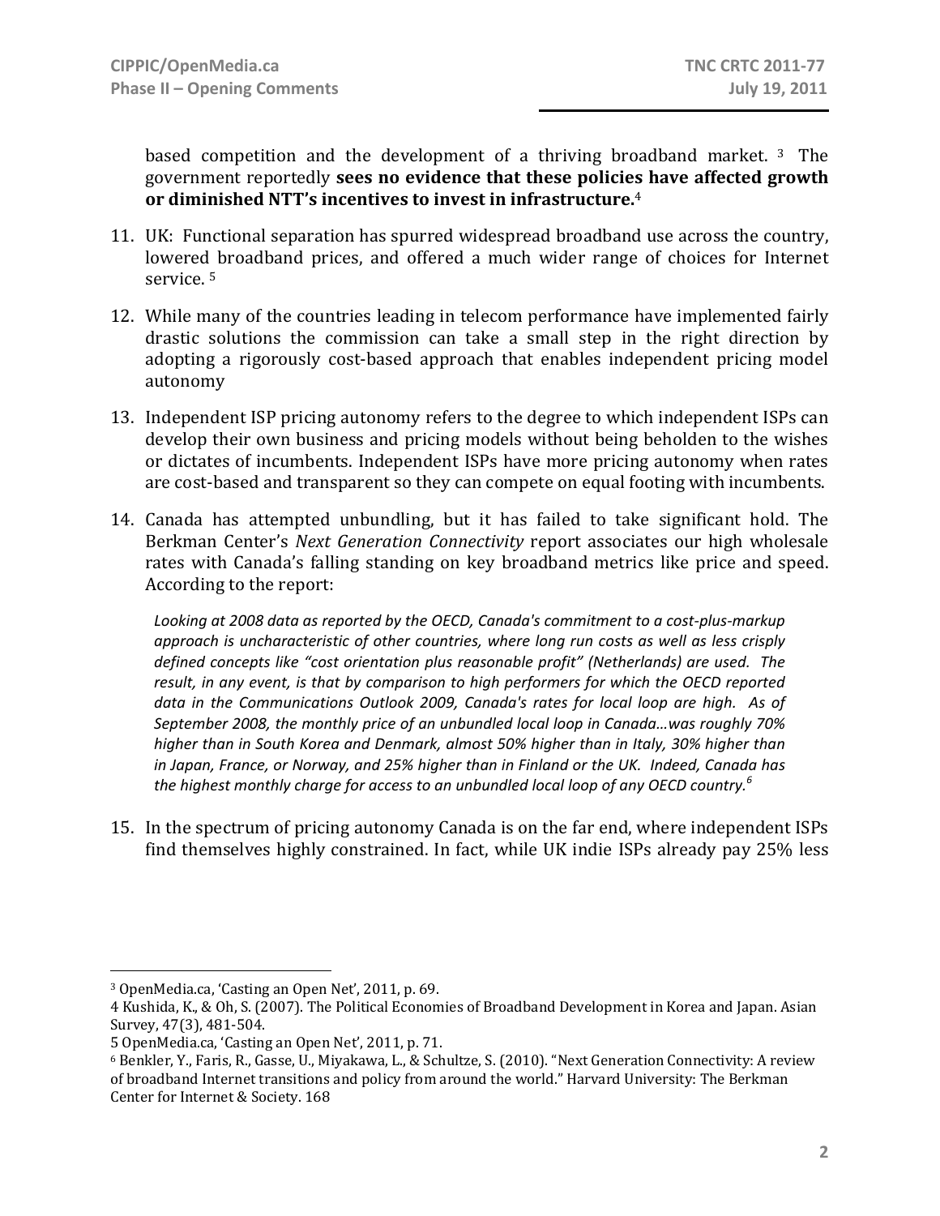based competition and the development of a thriving broadband market. [3] The government reportedly **sees no evidence that these policies have affected growth or diminished NTT's incentives to invest in infrastructure.**[4]

11. UK: Functional separation has spurred widespread broadband use across the country, lowered broadband prices, and offered a much wider range of choices for Internet service. [5]

12. While many of the countries leading in telecom performance have implemented fairly drastic solutions the commission can take a small step in the right direction by adopting a rigorously cost-based approach that enables independent pricing model autonomy

13. Independent ISP pricing autonomy refers to the degree to which independent ISPs can develop their own business and pricing models without being beholden to the wishes or dictates of incumbents. Independent ISPs have more pricing autonomy when rates are cost-based and transparent so they can compete on equal footing with incumbents.

14. Canada has attempted unbundling, but it has failed to take significant hold. The Berkman Center's *Next Generation Connectivity* report associates our high wholesale rates with Canada's falling standing on key broadband metrics like price and speed. According to the report:

    *Looking at 2008 data as reported by the OECD, Canada's commitment to a cost-plus-markup approach is uncharacteristic of other countries, where long run costs as well as less crisply defined concepts like "cost orientation plus reasonable profit" (Netherlands) are used. The result, in any event, is that by comparison to high performers for which the OECD reported data in the Communications Outlook 2009, Canada's rates for local loop are high. As of September 2008, the monthly price of an unbundled local loop in Canada…was roughly 70% higher than in South Korea and Denmark, almost 50% higher than in Italy, 30% higher than in Japan, France, or Norway, and 25% higher than in Finland or the UK. Indeed, Canada has the highest monthly charge for access to an unbundled local loop of any OECD country.*[6]

15. In the spectrum of pricing autonomy Canada is on the far end, where independent ISPs find themselves highly constrained. In fact, while UK indie ISPs already pay 25% less

---

[3] OpenMedia.ca, 'Casting an Open Net', 2011, p. 69.

[4] Kushida, K., & Oh, S. (2007). The Political Economies of Broadband Development in Korea and Japan. Asian Survey, 47(3), 481-504.

[5] OpenMedia.ca, 'Casting an Open Net', 2011, p. 71.

[6] Benkler, Y., Faris, R., Gasse, U., Miyakawa, L., & Schultze, S. (2010). "Next Generation Connectivity: A review of broadband Internet transitions and policy from around the world." Harvard University: The Berkman Center for Internet & Society. 168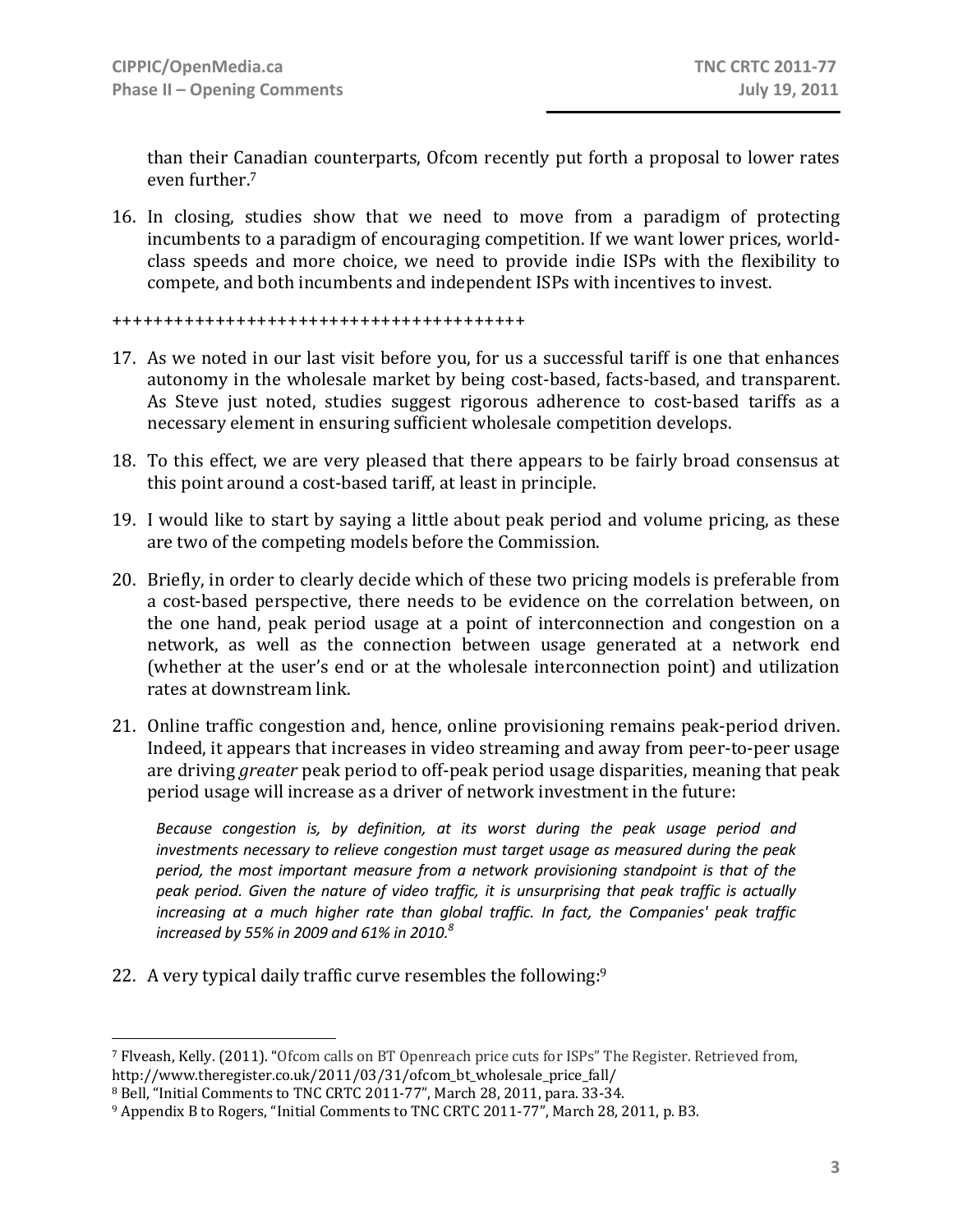than their Canadian counterparts, Ofcom recently put forth a proposal to lower rates even further.[7]

16. In closing, studies show that we need to move from a paradigm of protecting incumbents to a paradigm of encouraging competition. If we want lower prices, world-class speeds and more choice, we need to provide indie ISPs with the flexibility to compete, and both incumbents and independent ISPs with incentives to invest.

++++++++++++++++++++++++++++++++++++++++

17. As we noted in our last visit before you, for us a successful tariff is one that enhances autonomy in the wholesale market by being cost-based, facts-based, and transparent. As Steve just noted, studies suggest rigorous adherence to cost-based tariffs as a necessary element in ensuring sufficient wholesale competition develops.

18. To this effect, we are very pleased that there appears to be fairly broad consensus at this point around a cost-based tariff, at least in principle.

19. I would like to start by saying a little about peak period and volume pricing, as these are two of the competing models before the Commission.

20. Briefly, in order to clearly decide which of these two pricing models is preferable from a cost-based perspective, there needs to be evidence on the correlation between, on the one hand, peak period usage at a point of interconnection and congestion on a network, as well as the connection between usage generated at a network end (whether at the user's end or at the wholesale interconnection point) and utilization rates at downstream link.

21. Online traffic congestion and, hence, online provisioning remains peak-period driven. Indeed, it appears that increases in video streaming and away from peer-to-peer usage are driving *greater* peak period to off-peak period usage disparities, meaning that peak period usage will increase as a driver of network investment in the future:

    *Because congestion is, by definition, at its worst during the peak usage period and investments necessary to relieve congestion must target usage as measured during the peak period, the most important measure from a network provisioning standpoint is that of the peak period. Given the nature of video traffic, it is unsurprising that peak traffic is actually increasing at a much higher rate than global traffic. In fact, the Companies' peak traffic increased by 55% in 2009 and 61% in 2010.*[8]

22. A very typical daily traffic curve resembles the following:[9]

---

[7] Flveash, Kelly. (2011). "Ofcom calls on BT Openreach price cuts for ISPs" The Register. Retrieved from, http://www.theregister.co.uk/2011/03/31/ofcom_bt_wholesale_price_fall/

[8] Bell, "Initial Comments to TNC CRTC 2011-77", March 28, 2011, para. 33-34.

[9] Appendix B to Rogers, "Initial Comments to TNC CRTC 2011-77", March 28, 2011, p. B3.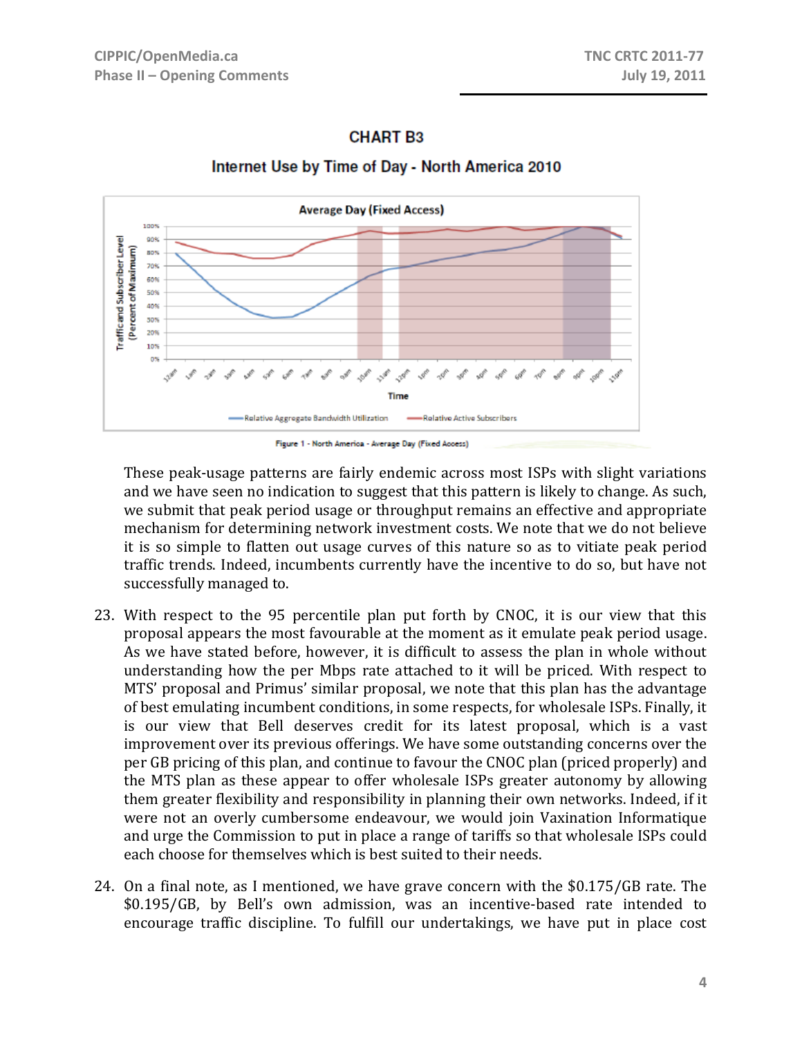**CHART B3**

**Internet Use by Time of Day - North America 2010**

Figure 1 - North America - Average Day (Fixed Access)

These peak-usage patterns are fairly endemic across most ISPs with slight variations and we have seen no indication to suggest that this pattern is likely to change. As such, we submit that peak period usage or throughput remains an effective and appropriate mechanism for determining network investment costs. We note that we do not believe it is so simple to flatten out usage curves of this nature so as to vitiate peak period traffic trends. Indeed, incumbents currently have the incentive to do so, but have not successfully managed to.

23. With respect to the 95 percentile plan put forth by CNOC, it is our view that this proposal appears the most favourable at the moment as it emulate peak period usage. As we have stated before, however, it is difficult to assess the plan in whole without understanding how the per Mbps rate attached to it will be priced. With respect to MTS' proposal and Primus' similar proposal, we note that this plan has the advantage of best emulating incumbent conditions, in some respects, for wholesale ISPs. Finally, it is our view that Bell deserves credit for its latest proposal, which is a vast improvement over its previous offerings. We have some outstanding concerns over the per GB pricing of this plan, and continue to favour the CNOC plan (priced properly) and the MTS plan as these appear to offer wholesale ISPs greater autonomy by allowing them greater flexibility and responsibility in planning their own networks. Indeed, if it were not an overly cumbersome endeavour, we would join Vaxination Informatique and urge the Commission to put in place a range of tariffs so that wholesale ISPs could each choose for themselves which is best suited to their needs.

24. On a final note, as I mentioned, we have grave concern with the $0.175/GB rate. The $0.195/GB, by Bell's own admission, was an incentive-based rate intended to encourage traffic discipline. To fulfill our undertakings, we have put in place cost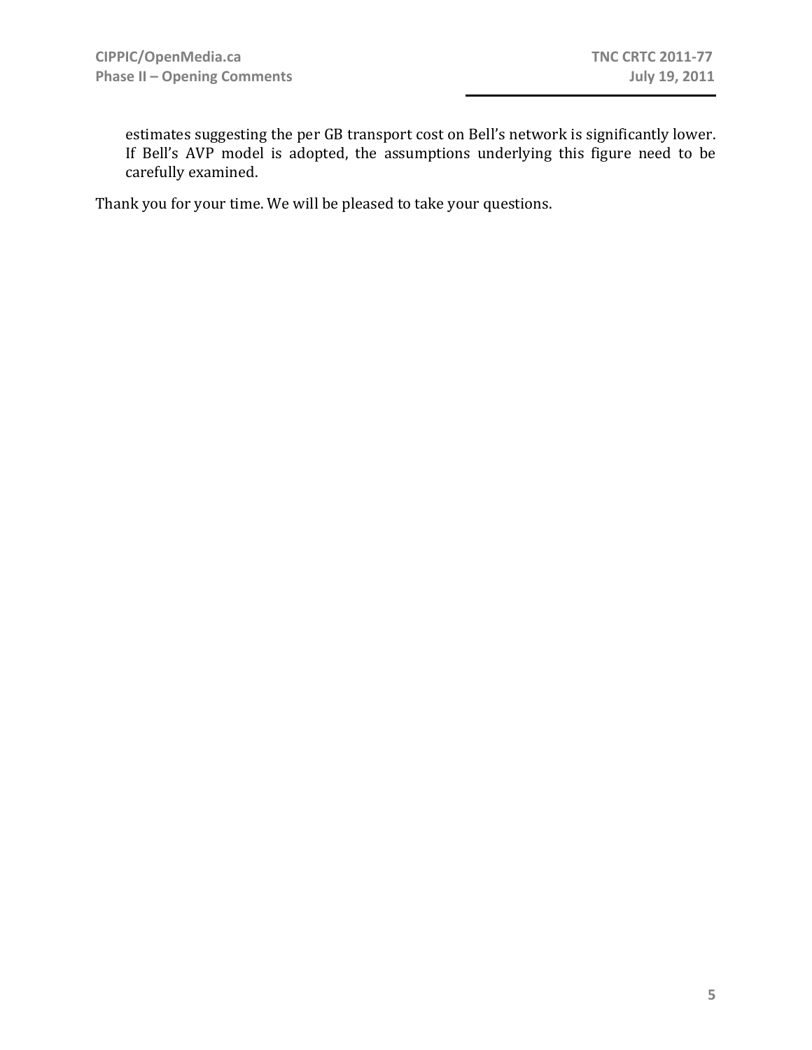estimates suggesting the per GB transport cost on Bell's network is significantly lower. If Bell's AVP model is adopted, the assumptions underlying this figure need to be carefully examined.

Thank you for your time. We will be pleased to take your questions.